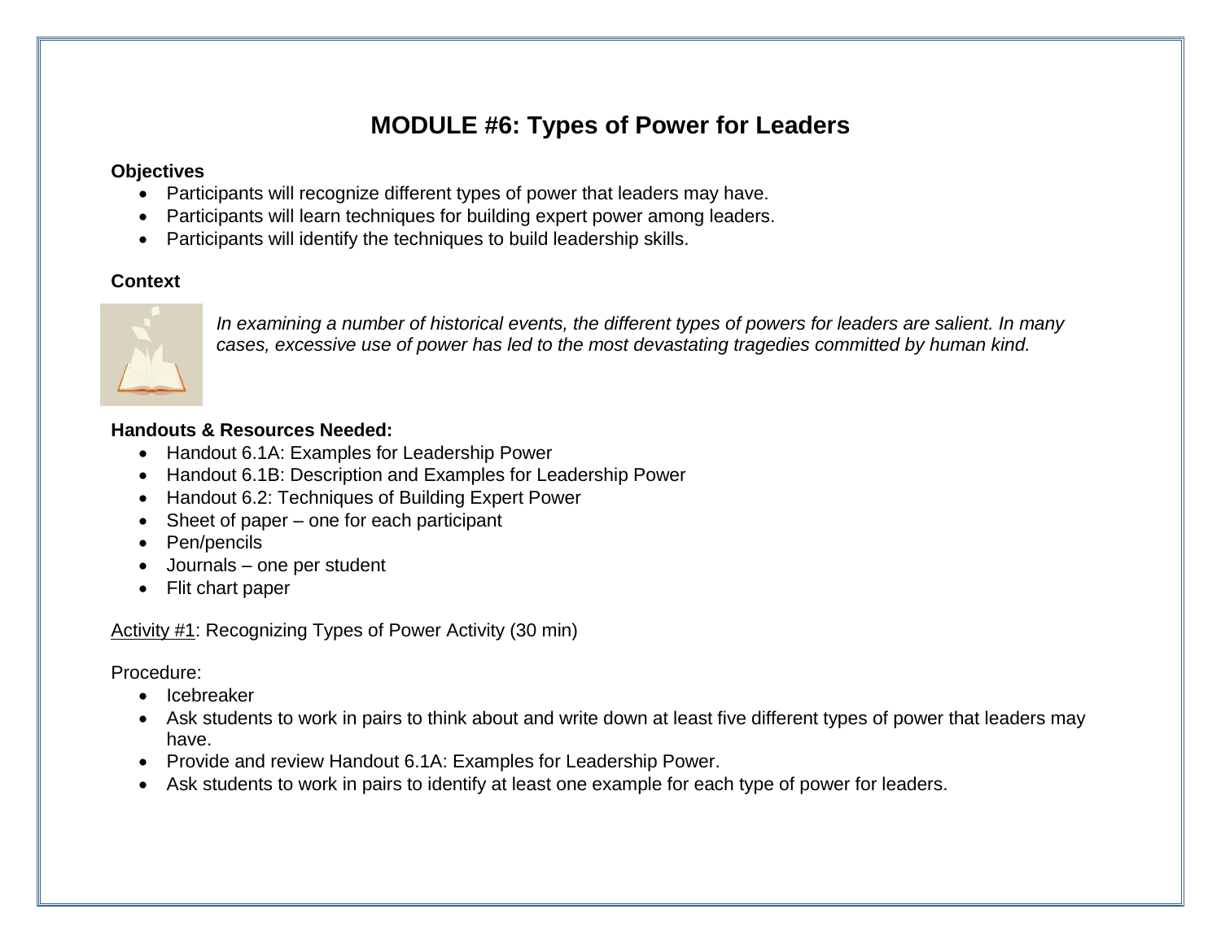# MODULE #6: Types of Power for Leaders

**Objectives**

- Participants will recognize different types of power that leaders may have.
- Participants will learn techniques for building expert power among leaders.
- Participants will identify the techniques to build leadership skills.

**Context**

*In examining a number of historical events, the different types of powers for leaders are salient. In many cases, excessive use of power has led to the most devastating tragedies committed by human kind.*

**Handouts & Resources Needed:**

- Handout 6.1A: Examples for Leadership Power
- Handout 6.1B: Description and Examples for Leadership Power
- Handout 6.2: Techniques of Building Expert Power
- Sheet of paper – one for each participant
- Pen/pencils
- Journals – one per student
- Flit chart paper

Activity #1: Recognizing Types of Power Activity (30 min)

Procedure:

- Icebreaker
- Ask students to work in pairs to think about and write down at least five different types of power that leaders may have.
- Provide and review Handout 6.1A: Examples for Leadership Power.
- Ask students to work in pairs to identify at least one example for each type of power for leaders.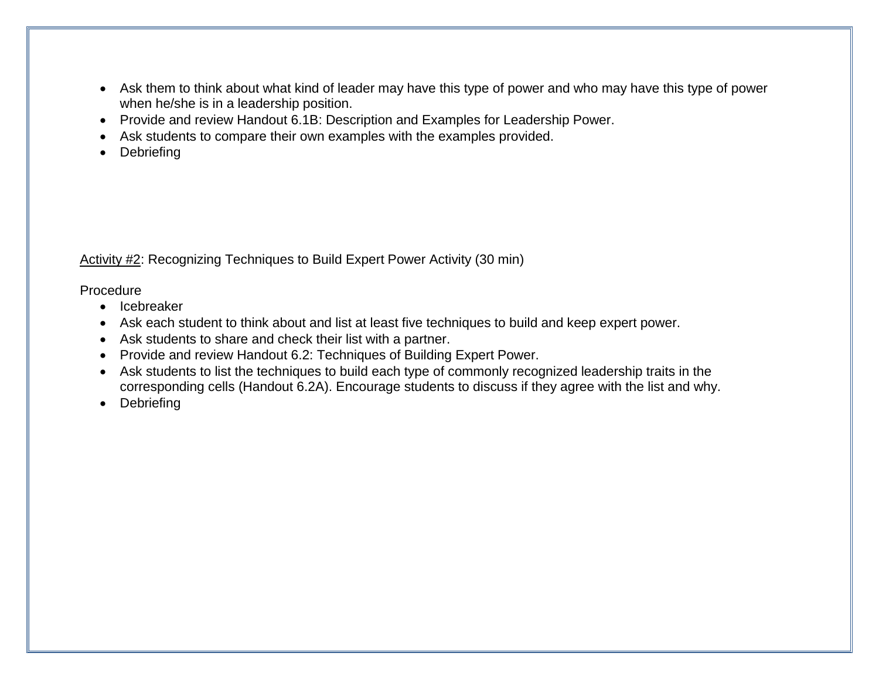- Ask them to think about what kind of leader may have this type of power and who may have this type of power when he/she is in a leadership position.
- Provide and review Handout 6.1B: Description and Examples for Leadership Power.
- Ask students to compare their own examples with the examples provided.
- Debriefing

<u>Activity #2</u>: Recognizing Techniques to Build Expert Power Activity (30 min)

Procedure

- Icebreaker
- Ask each student to think about and list at least five techniques to build and keep expert power.
- Ask students to share and check their list with a partner.
- Provide and review Handout 6.2: Techniques of Building Expert Power.
- Ask students to list the techniques to build each type of commonly recognized leadership traits in the corresponding cells (Handout 6.2A). Encourage students to discuss if they agree with the list and why.
- Debriefing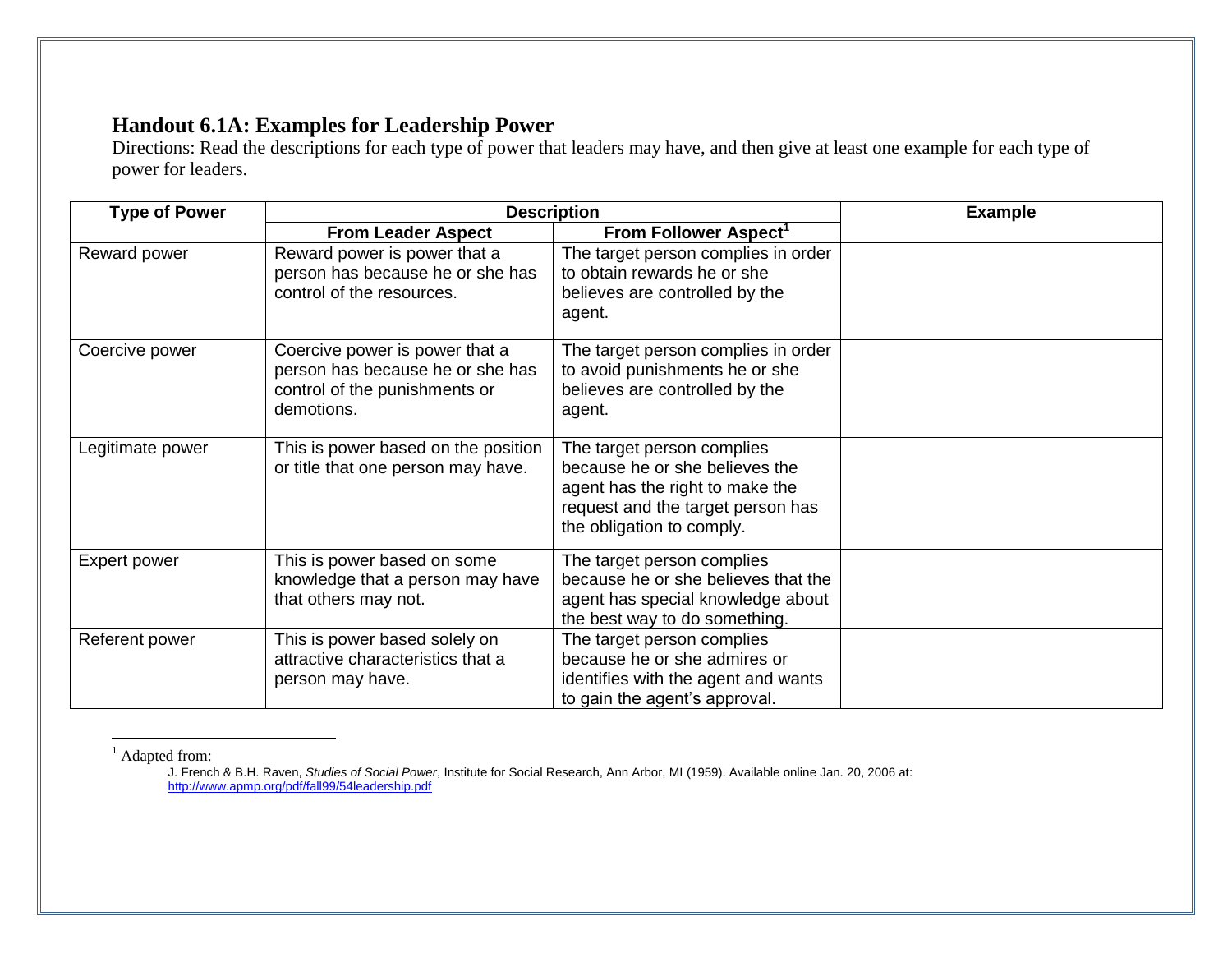## Handout 6.1A: Examples for Leadership Power

Directions: Read the descriptions for each type of power that leaders may have, and then give at least one example for each type of power for leaders.

| Type of Power | Description | | Example |
|---|---|---|---|
| | From Leader Aspect | From Follower Aspect[1] | |
| Reward power | Reward power is power that a person has because he or she has control of the resources. | The target person complies in order to obtain rewards he or she believes are controlled by the agent. | |
| Coercive power | Coercive power is power that a person has because he or she has control of the punishments or demotions. | The target person complies in order to avoid punishments he or she believes are controlled by the agent. | |
| Legitimate power | This is power based on the position or title that one person may have. | The target person complies because he or she believes the agent has the right to make the request and the target person has the obligation to comply. | |
| Expert power | This is power based on some knowledge that a person may have that others may not. | The target person complies because he or she believes that the agent has special knowledge about the best way to do something. | |
| Referent power | This is power based solely on attractive characteristics that a person may have. | The target person complies because he or she admires or identifies with the agent and wants to gain the agent's approval. | |

[1] Adapted from:

J. French & B.H. Raven, *Studies of Social Power*, Institute for Social Research, Ann Arbor, MI (1959). Available online Jan. 20, 2006 at: http://www.apmp.org/pdf/fall99/54leadership.pdf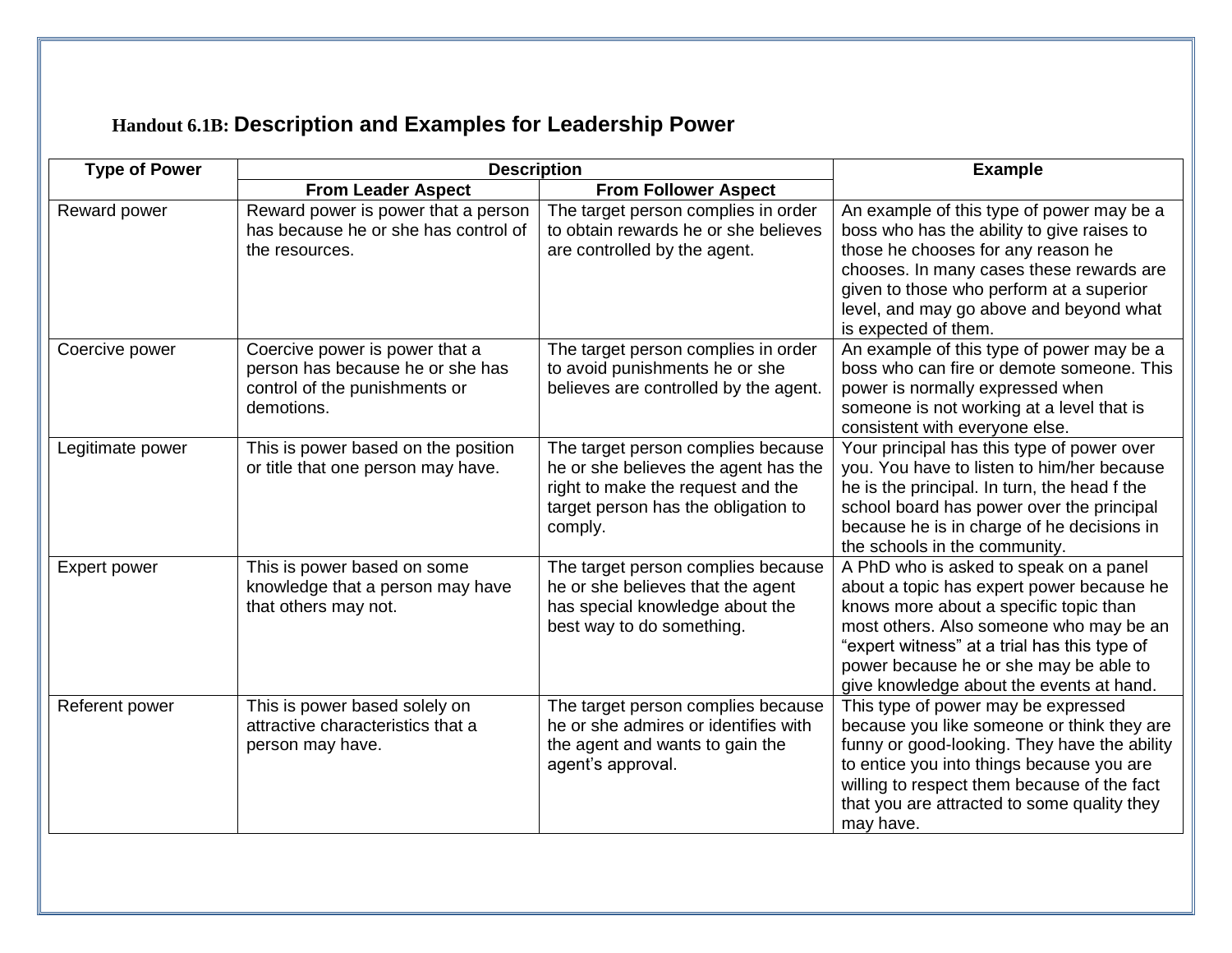## Handout 6.1B: Description and Examples for Leadership Power

| Type of Power | Description | | Example |
|---|---|---|---|
| | From Leader Aspect | From Follower Aspect | |
| Reward power | Reward power is power that a person has because he or she has control of the resources. | The target person complies in order to obtain rewards he or she believes are controlled by the agent. | An example of this type of power may be a boss who has the ability to give raises to those he chooses for any reason he chooses. In many cases these rewards are given to those who perform at a superior level, and may go above and beyond what is expected of them. |
| Coercive power | Coercive power is power that a person has because he or she has control of the punishments or demotions. | The target person complies in order to avoid punishments he or she believes are controlled by the agent. | An example of this type of power may be a boss who can fire or demote someone. This power is normally expressed when someone is not working at a level that is consistent with everyone else. |
| Legitimate power | This is power based on the position or title that one person may have. | The target person complies because he or she believes the agent has the right to make the request and the target person has the obligation to comply. | Your principal has this type of power over you. You have to listen to him/her because he is the principal. In turn, the head f the school board has power over the principal because he is in charge of he decisions in the schools in the community. |
| Expert power | This is power based on some knowledge that a person may have that others may not. | The target person complies because he or she believes that the agent has special knowledge about the best way to do something. | A PhD who is asked to speak on a panel about a topic has expert power because he knows more about a specific topic than most others. Also someone who may be an "expert witness" at a trial has this type of power because he or she may be able to give knowledge about the events at hand. |
| Referent power | This is power based solely on attractive characteristics that a person may have. | The target person complies because he or she admires or identifies with the agent and wants to gain the agent's approval. | This type of power may be expressed because you like someone or think they are funny or good-looking. They have the ability to entice you into things because you are willing to respect them because of the fact that you are attracted to some quality they may have. |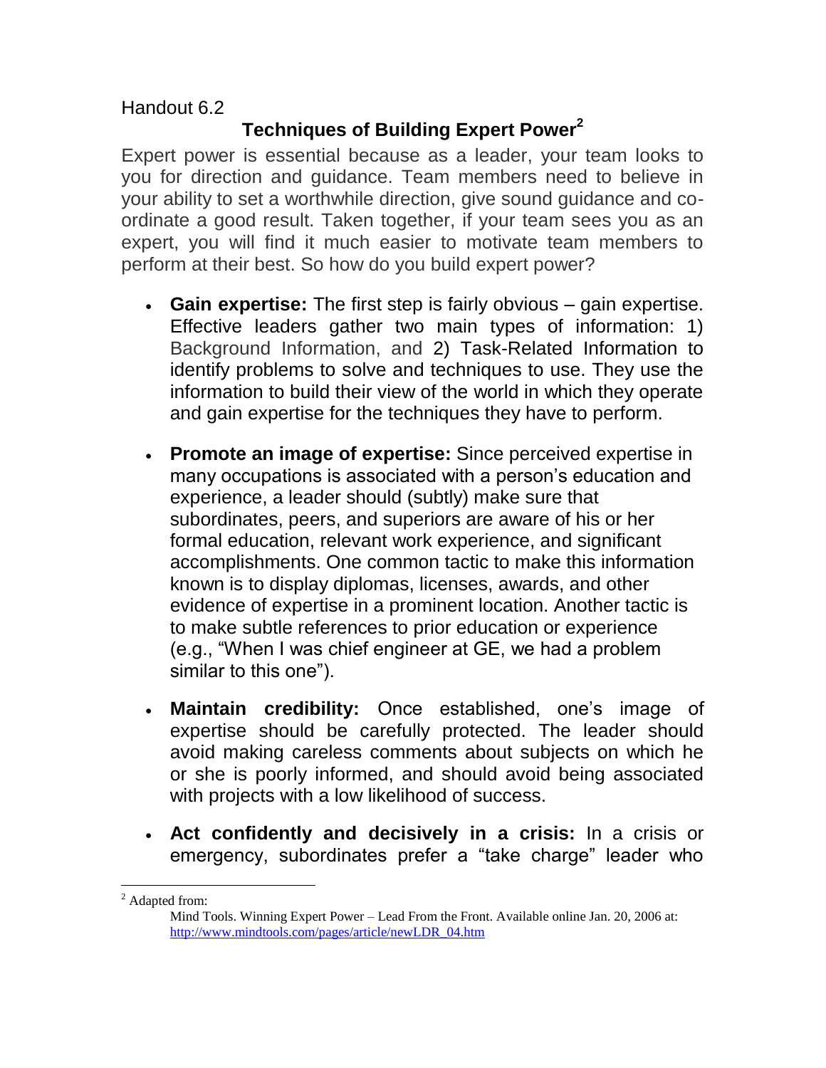Handout 6.2

## Techniques of Building Expert Power[2]

Expert power is essential because as a leader, your team looks to you for direction and guidance. Team members need to believe in your ability to set a worthwhile direction, give sound guidance and co-ordinate a good result. Taken together, if your team sees you as an expert, you will find it much easier to motivate team members to perform at their best. So how do you build expert power?

- **Gain expertise:** The first step is fairly obvious – gain expertise. Effective leaders gather two main types of information: 1) Background Information, and 2) Task-Related Information to identify problems to solve and techniques to use. They use the information to build their view of the world in which they operate and gain expertise for the techniques they have to perform.
- **Promote an image of expertise:** Since perceived expertise in many occupations is associated with a person's education and experience, a leader should (subtly) make sure that subordinates, peers, and superiors are aware of his or her formal education, relevant work experience, and significant accomplishments. One common tactic to make this information known is to display diplomas, licenses, awards, and other evidence of expertise in a prominent location. Another tactic is to make subtle references to prior education or experience (e.g., "When I was chief engineer at GE, we had a problem similar to this one").
- **Maintain credibility:** Once established, one's image of expertise should be carefully protected. The leader should avoid making careless comments about subjects on which he or she is poorly informed, and should avoid being associated with projects with a low likelihood of success.
- **Act confidently and decisively in a crisis:** In a crisis or emergency, subordinates prefer a "take charge" leader who

---

[2] Adapted from:
Mind Tools. Winning Expert Power – Lead From the Front. Available online Jan. 20, 2006 at: http://www.mindtools.com/pages/article/newLDR_04.htm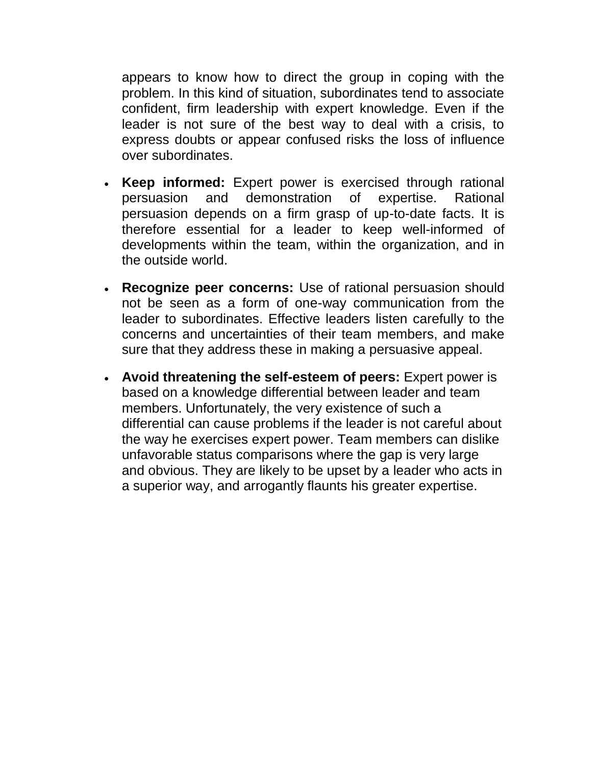appears to know how to direct the group in coping with the problem. In this kind of situation, subordinates tend to associate confident, firm leadership with expert knowledge. Even if the leader is not sure of the best way to deal with a crisis, to express doubts or appear confused risks the loss of influence over subordinates.

- **Keep informed:** Expert power is exercised through rational persuasion and demonstration of expertise. Rational persuasion depends on a firm grasp of up-to-date facts. It is therefore essential for a leader to keep well-informed of developments within the team, within the organization, and in the outside world.
- **Recognize peer concerns:** Use of rational persuasion should not be seen as a form of one-way communication from the leader to subordinates. Effective leaders listen carefully to the concerns and uncertainties of their team members, and make sure that they address these in making a persuasive appeal.
- **Avoid threatening the self-esteem of peers:** Expert power is based on a knowledge differential between leader and team members. Unfortunately, the very existence of such a differential can cause problems if the leader is not careful about the way he exercises expert power. Team members can dislike unfavorable status comparisons where the gap is very large and obvious. They are likely to be upset by a leader who acts in a superior way, and arrogantly flaunts his greater expertise.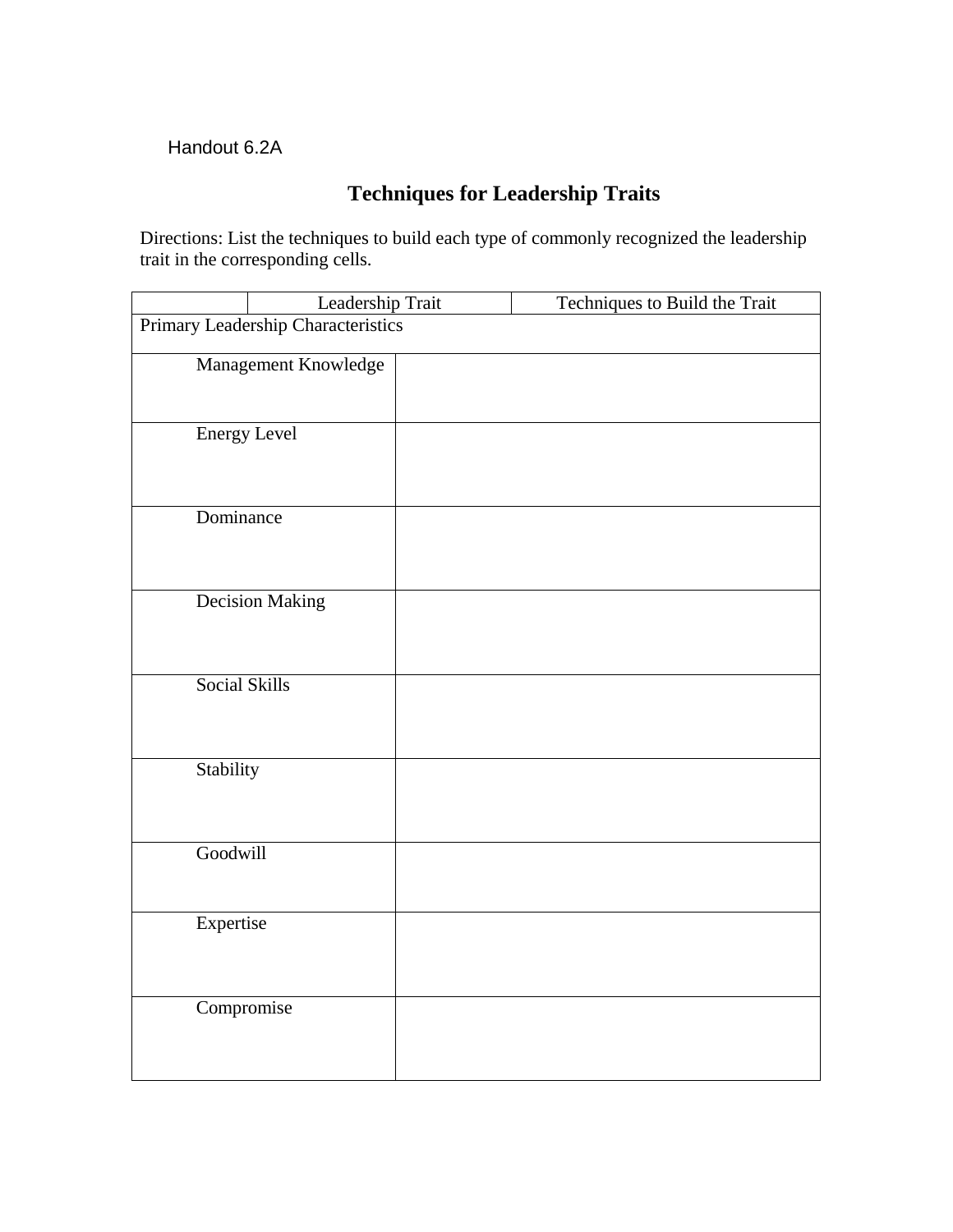Handout 6.2A

# Techniques for Leadership Traits

Directions: List the techniques to build each type of commonly recognized the leadership trait in the corresponding cells.

| Leadership Trait | Techniques to Build the Trait |
|---|---|
| Primary Leadership Characteristics | |
| Management Knowledge | |
| Energy Level | |
| Dominance | |
| Decision Making | |
| Social Skills | |
| Stability | |
| Goodwill | |
| Expertise | |
| Compromise | |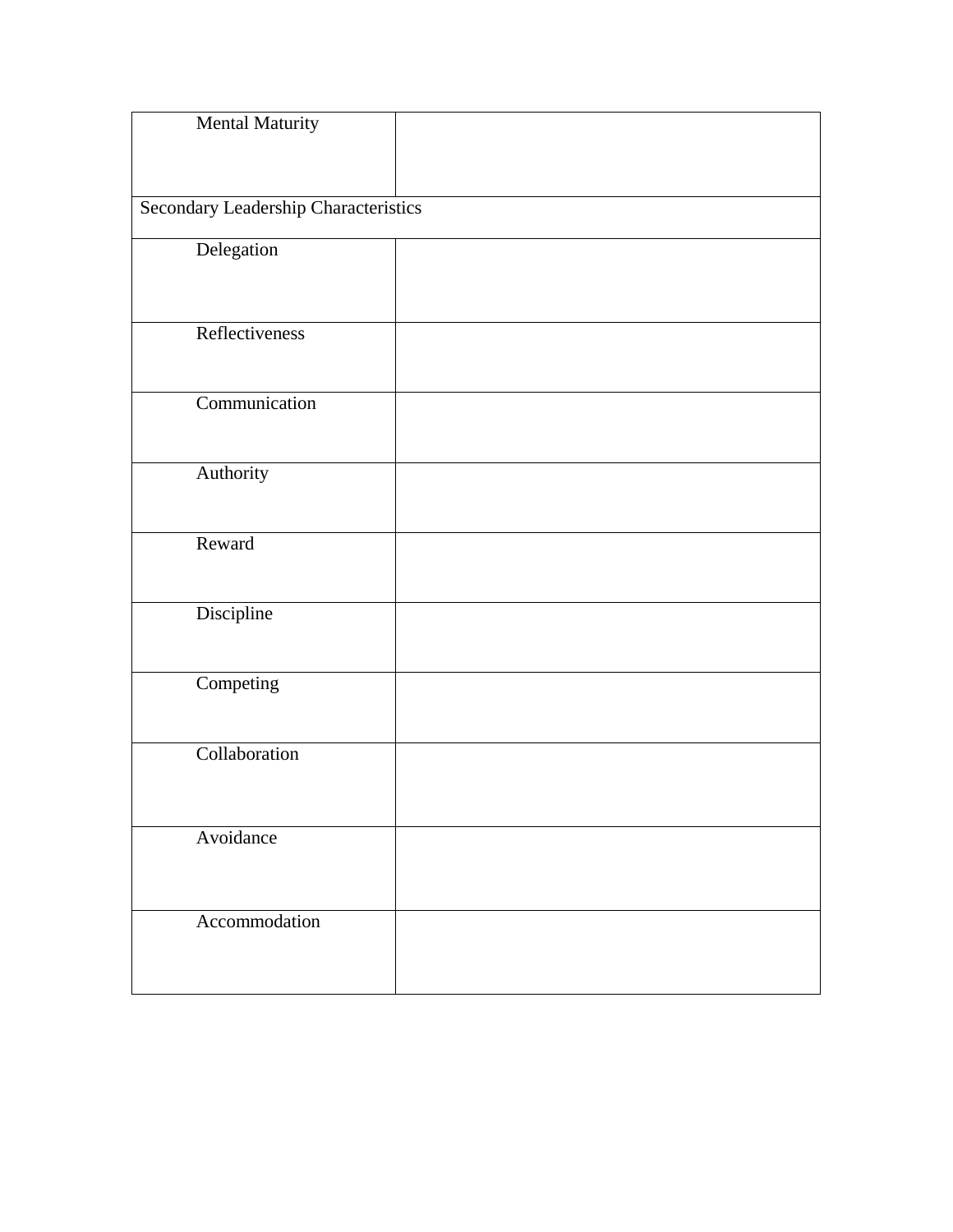| | |
|---|---|
| Mental Maturity | |
| Secondary Leadership Characteristics | |
| Delegation | |
| Reflectiveness | |
| Communication | |
| Authority | |
| Reward | |
| Discipline | |
| Competing | |
| Collaboration | |
| Avoidance | |
| Accommodation | |